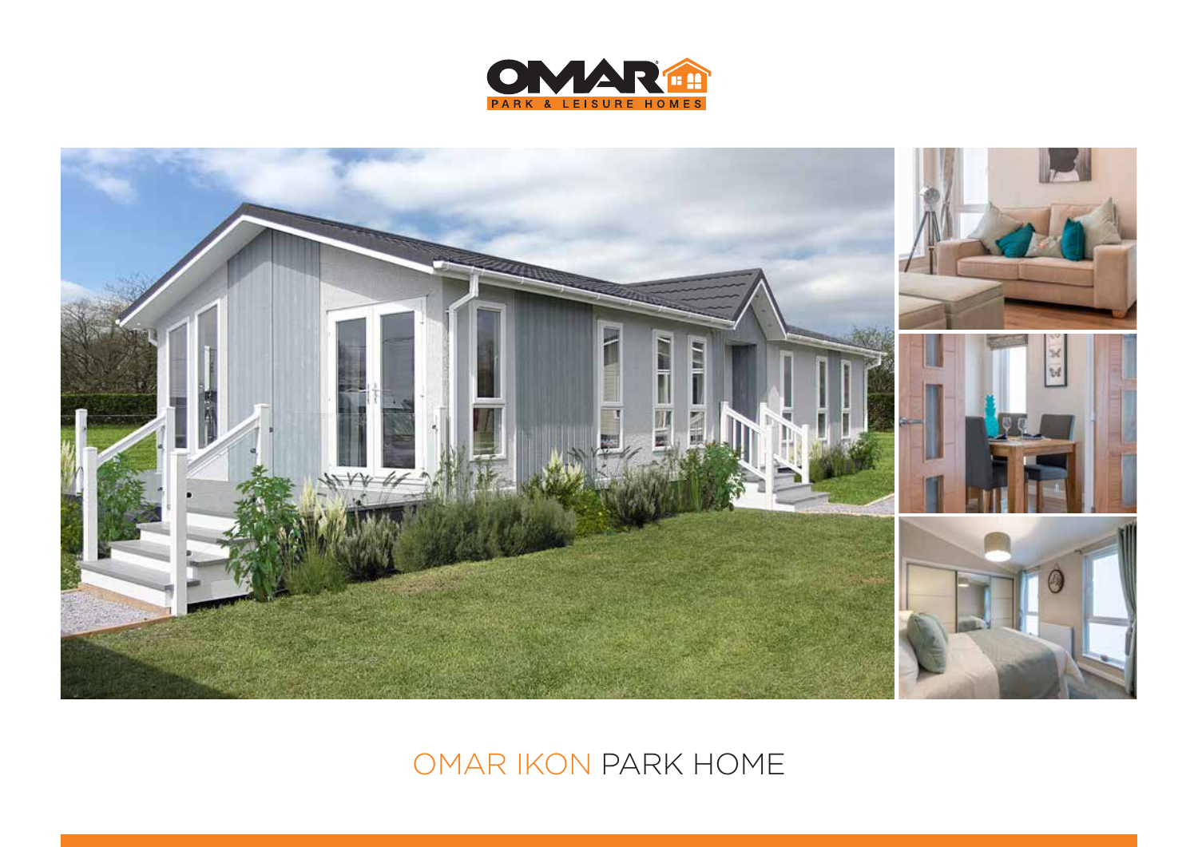OMAR PARK & LEISURE HOMES

# OMAR IKON PARK HOME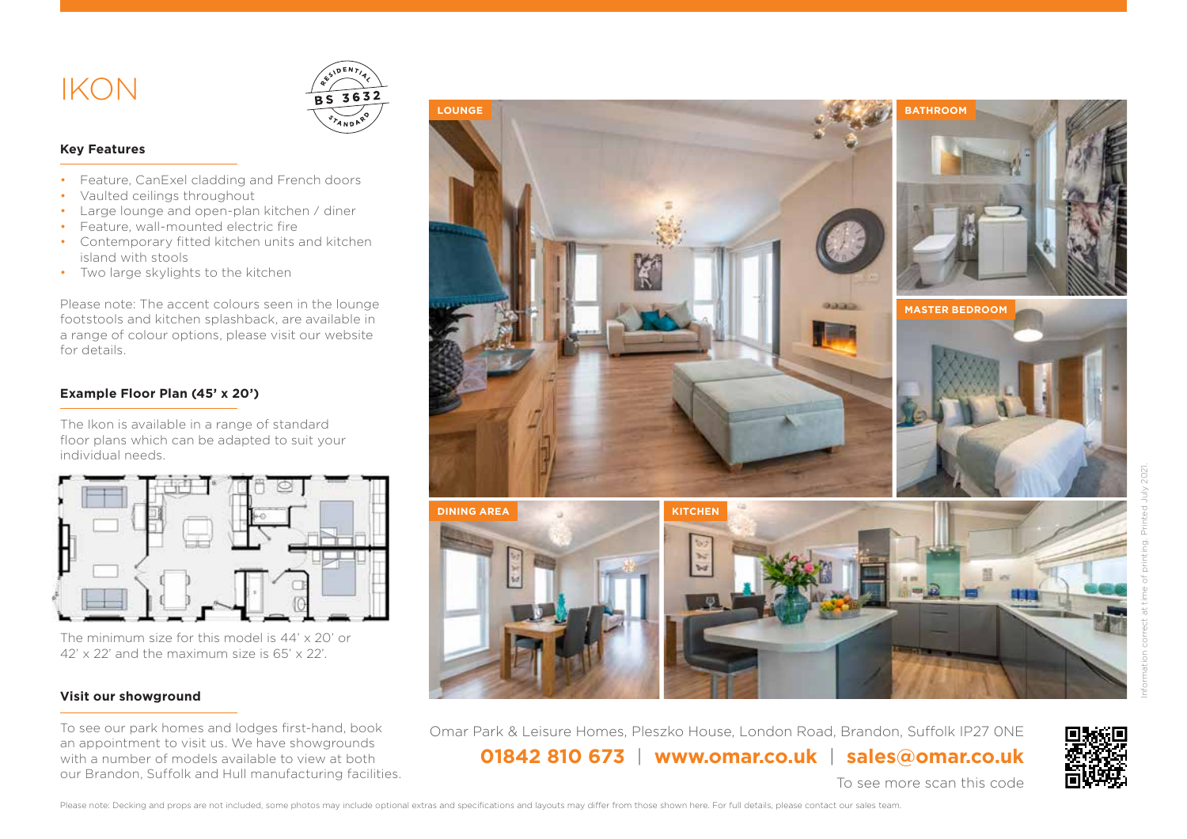# IKON

RESIDENTIAL BS 3632 STANDARD

### Key Features

- Feature, CanExel cladding and French doors
- Vaulted ceilings throughout
- Large lounge and open-plan kitchen / diner
- Feature, wall-mounted electric fire
- Contemporary fitted kitchen units and kitchen island with stools
- Two large skylights to the kitchen

Please note: The accent colours seen in the lounge footstools and kitchen splashback, are available in a range of colour options, please visit our website for details.

### Example Floor Plan (45' x 20')

The Ikon is available in a range of standard floor plans which can be adapted to suit your individual needs.

The minimum size for this model is 44' x 20' or 42' x 22' and the maximum size is 65' x 22'.

### Visit our showground

To see our park homes and lodges first-hand, book an appointment to visit us. We have showgrounds with a number of models available to view at both our Brandon, Suffolk and Hull manufacturing facilities.

LOUNGE

BATHROOM

MASTER BEDROOM

DINING AREA

KITCHEN

Omar Park & Leisure Homes, Pleszko House, London Road, Brandon, Suffolk IP27 0NE

**01842 810 673** | **www.omar.co.uk** | **sales@omar.co.uk**

To see more scan this code

Information correct at time of printing. Printed July 2021.

Please note: Decking and props are not included, some photos may include optional extras and specifications and layouts may differ from those shown here. For full details, please contact our sales team.